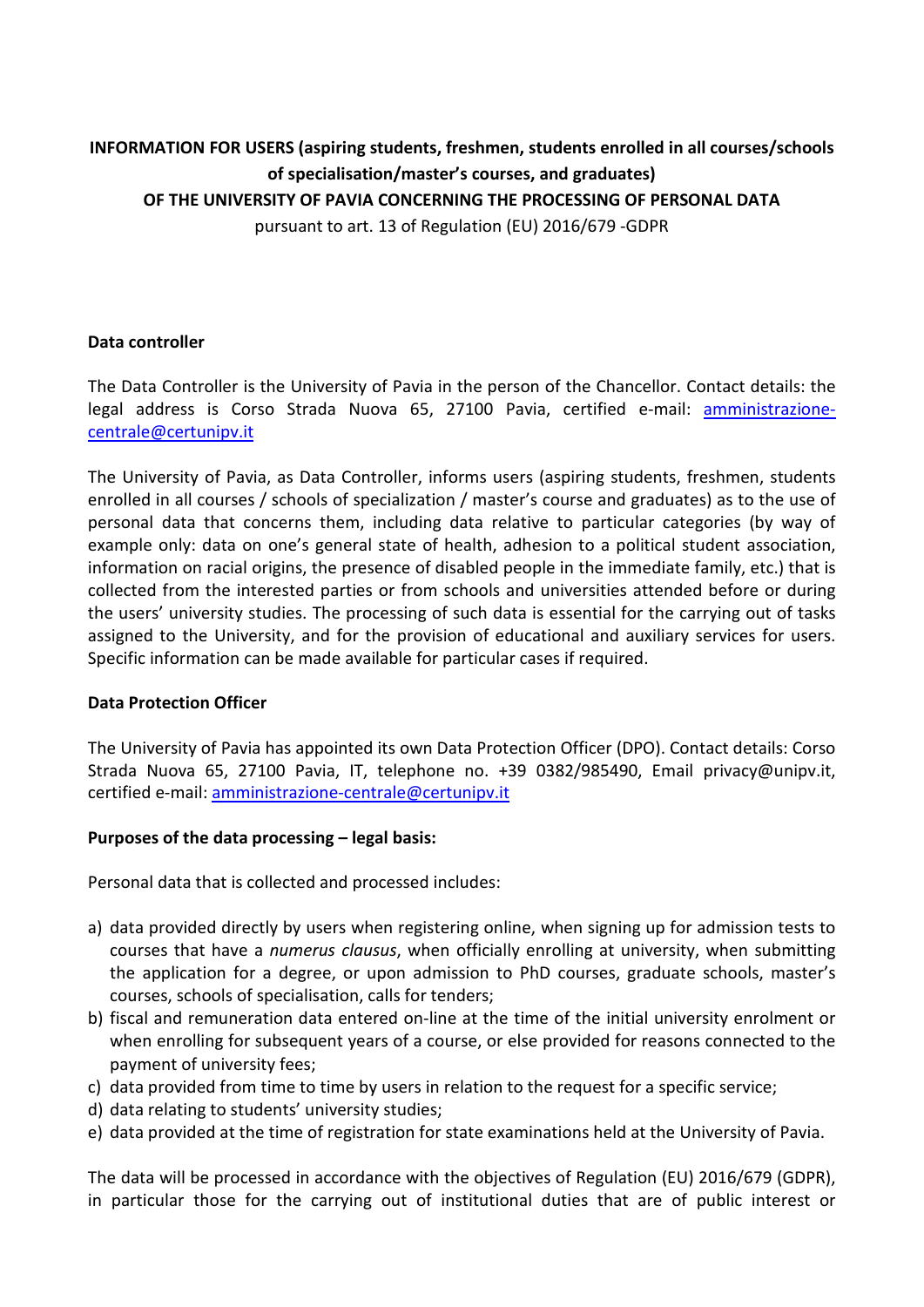**INFORMATION FOR USERS (aspiring students, freshmen, students enrolled in all courses/schools of specialisation/master's courses, and graduates)**
**OF THE UNIVERSITY OF PAVIA CONCERNING THE PROCESSING OF PERSONAL DATA**
pursuant to art. 13 of Regulation (EU) 2016/679 -GDPR

**Data controller**

The Data Controller is the University of Pavia in the person of the Chancellor. Contact details: the legal address is Corso Strada Nuova 65, 27100 Pavia, certified e-mail: amministrazione-centrale@certunipv.it

The University of Pavia, as Data Controller, informs users (aspiring students, freshmen, students enrolled in all courses / schools of specialization / master's course and graduates) as to the use of personal data that concerns them, including data relative to particular categories (by way of example only: data on one's general state of health, adhesion to a political student association, information on racial origins, the presence of disabled people in the immediate family, etc.) that is collected from the interested parties or from schools and universities attended before or during the users' university studies. The processing of such data is essential for the carrying out of tasks assigned to the University, and for the provision of educational and auxiliary services for users. Specific information can be made available for particular cases if required.

**Data Protection Officer**

The University of Pavia has appointed its own Data Protection Officer (DPO). Contact details: Corso Strada Nuova 65, 27100 Pavia, IT, telephone no. +39 0382/985490, Email privacy@unipv.it, certified e-mail: amministrazione-centrale@certunipv.it

**Purposes of the data processing – legal basis:**

Personal data that is collected and processed includes:

a) data provided directly by users when registering online, when signing up for admission tests to courses that have a *numerus clausus*, when officially enrolling at university, when submitting the application for a degree, or upon admission to PhD courses, graduate schools, master's courses, schools of specialisation, calls for tenders;
b) fiscal and remuneration data entered on-line at the time of the initial university enrolment or when enrolling for subsequent years of a course, or else provided for reasons connected to the payment of university fees;
c) data provided from time to time by users in relation to the request for a specific service;
d) data relating to students' university studies;
e) data provided at the time of registration for state examinations held at the University of Pavia.

The data will be processed in accordance with the objectives of Regulation (EU) 2016/679 (GDPR), in particular those for the carrying out of institutional duties that are of public interest or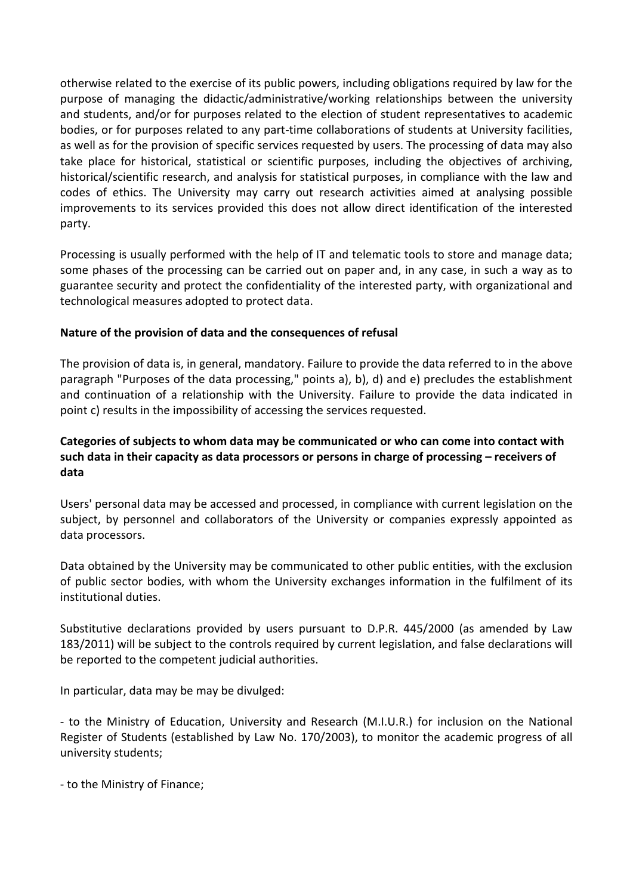otherwise related to the exercise of its public powers, including obligations required by law for the purpose of managing the didactic/administrative/working relationships between the university and students, and/or for purposes related to the election of student representatives to academic bodies, or for purposes related to any part-time collaborations of students at University facilities, as well as for the provision of specific services requested by users. The processing of data may also take place for historical, statistical or scientific purposes, including the objectives of archiving, historical/scientific research, and analysis for statistical purposes, in compliance with the law and codes of ethics. The University may carry out research activities aimed at analysing possible improvements to its services provided this does not allow direct identification of the interested party.

Processing is usually performed with the help of IT and telematic tools to store and manage data; some phases of the processing can be carried out on paper and, in any case, in such a way as to guarantee security and protect the confidentiality of the interested party, with organizational and technological measures adopted to protect data.

**Nature of the provision of data and the consequences of refusal**

The provision of data is, in general, mandatory. Failure to provide the data referred to in the above paragraph "Purposes of the data processing," points a), b), d) and e) precludes the establishment and continuation of a relationship with the University. Failure to provide the data indicated in point c) results in the impossibility of accessing the services requested.

**Categories of subjects to whom data may be communicated or who can come into contact with such data in their capacity as data processors or persons in charge of processing – receivers of data**

Users' personal data may be accessed and processed, in compliance with current legislation on the subject, by personnel and collaborators of the University or companies expressly appointed as data processors.

Data obtained by the University may be communicated to other public entities, with the exclusion of public sector bodies, with whom the University exchanges information in the fulfilment of its institutional duties.

Substitutive declarations provided by users pursuant to D.P.R. 445/2000 (as amended by Law 183/2011) will be subject to the controls required by current legislation, and false declarations will be reported to the competent judicial authorities.

In particular, data may be may be divulged:

- to the Ministry of Education, University and Research (M.I.U.R.) for inclusion on the National Register of Students (established by Law No. 170/2003), to monitor the academic progress of all university students;

- to the Ministry of Finance;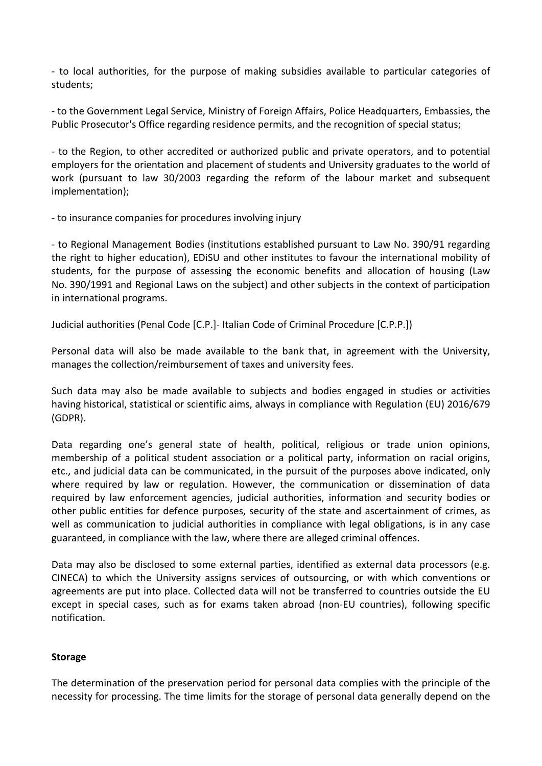- to local authorities, for the purpose of making subsidies available to particular categories of students;

- to the Government Legal Service, Ministry of Foreign Affairs, Police Headquarters, Embassies, the Public Prosecutor's Office regarding residence permits, and the recognition of special status;

- to the Region, to other accredited or authorized public and private operators, and to potential employers for the orientation and placement of students and University graduates to the world of work (pursuant to law 30/2003 regarding the reform of the labour market and subsequent implementation);

- to insurance companies for procedures involving injury

- to Regional Management Bodies (institutions established pursuant to Law No. 390/91 regarding the right to higher education), EDiSU and other institutes to favour the international mobility of students, for the purpose of assessing the economic benefits and allocation of housing (Law No. 390/1991 and Regional Laws on the subject) and other subjects in the context of participation in international programs.

Judicial authorities (Penal Code [C.P.]- Italian Code of Criminal Procedure [C.P.P.])

Personal data will also be made available to the bank that, in agreement with the University, manages the collection/reimbursement of taxes and university fees.

Such data may also be made available to subjects and bodies engaged in studies or activities having historical, statistical or scientific aims, always in compliance with Regulation (EU) 2016/679 (GDPR).

Data regarding one's general state of health, political, religious or trade union opinions, membership of a political student association or a political party, information on racial origins, etc., and judicial data can be communicated, in the pursuit of the purposes above indicated, only where required by law or regulation. However, the communication or dissemination of data required by law enforcement agencies, judicial authorities, information and security bodies or other public entities for defence purposes, security of the state and ascertainment of crimes, as well as communication to judicial authorities in compliance with legal obligations, is in any case guaranteed, in compliance with the law, where there are alleged criminal offences.

Data may also be disclosed to some external parties, identified as external data processors (e.g. CINECA) to which the University assigns services of outsourcing, or with which conventions or agreements are put into place. Collected data will not be transferred to countries outside the EU except in special cases, such as for exams taken abroad (non-EU countries), following specific notification.

**Storage**

The determination of the preservation period for personal data complies with the principle of the necessity for processing. The time limits for the storage of personal data generally depend on the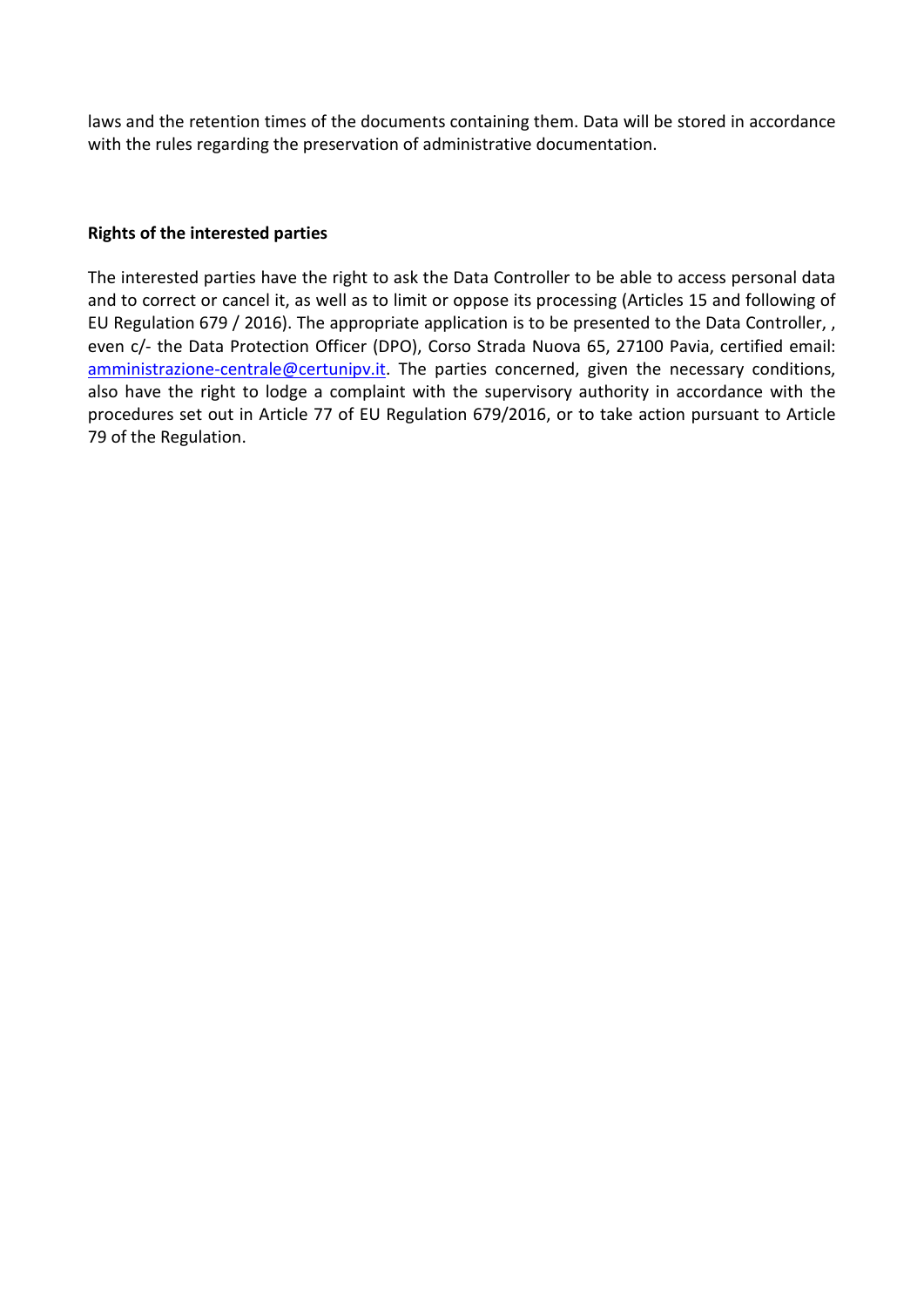laws and the retention times of the documents containing them. Data will be stored in accordance with the rules regarding the preservation of administrative documentation.

**Rights of the interested parties**

The interested parties have the right to ask the Data Controller to be able to access personal data and to correct or cancel it, as well as to limit or oppose its processing (Articles 15 and following of EU Regulation 679 / 2016). The appropriate application is to be presented to the Data Controller, , even c/- the Data Protection Officer (DPO), Corso Strada Nuova 65, 27100 Pavia, certified email: amministrazione-centrale@certunipv.it. The parties concerned, given the necessary conditions, also have the right to lodge a complaint with the supervisory authority in accordance with the procedures set out in Article 77 of EU Regulation 679/2016, or to take action pursuant to Article 79 of the Regulation.